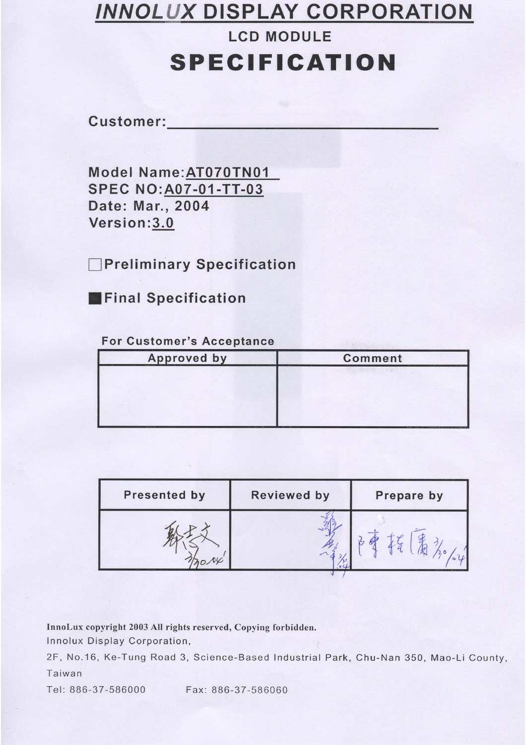# *INNOLUX* DISPLAY CORPORATION

## LCD MODULE

# SPECIFICATION

**Customer:** ______________________________

**Model Name:** AT070TN01
**SPEC NO:** A07-01-TT-03
**Date:** Mar., 2004
**Version:** 3.0

☐ **Preliminary Specification**

■ **Final Specification**

**For Customer's Acceptance**

| Approved by | Comment |
|---|---|
| | |

| Presented by | Reviewed by | Prepare by |
|---|---|---|
| 鄭志文 3/30/04' | | 陳振庸 3/30/04' |

**InnoLux copyright 2003 All rights reserved, Copying forbidden.**

Innolux Display Corporation,

2F, No.16, Ke-Tung Road 3, Science-Based Industrial Park, Chu-Nan 350, Mao-Li County, Taiwan

Tel: 886-37-586000 Fax: 886-37-586060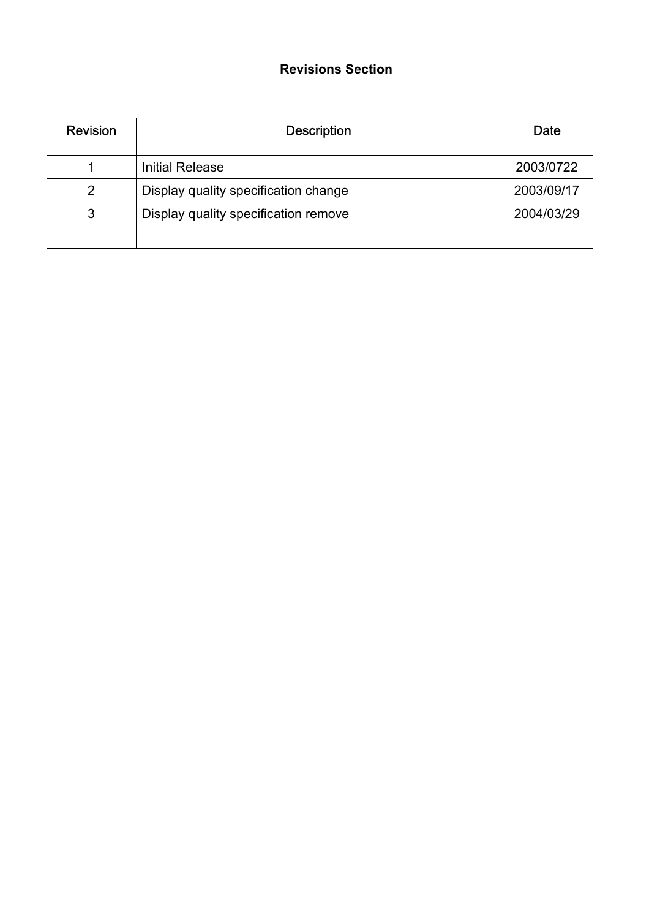# Revisions Section

| Revision | Description | Date |
|---|---|---|
| 1 | Initial Release | 2003/0722 |
| 2 | Display quality specification change | 2003/09/17 |
| 3 | Display quality specification remove | 2004/03/29 |
| | | |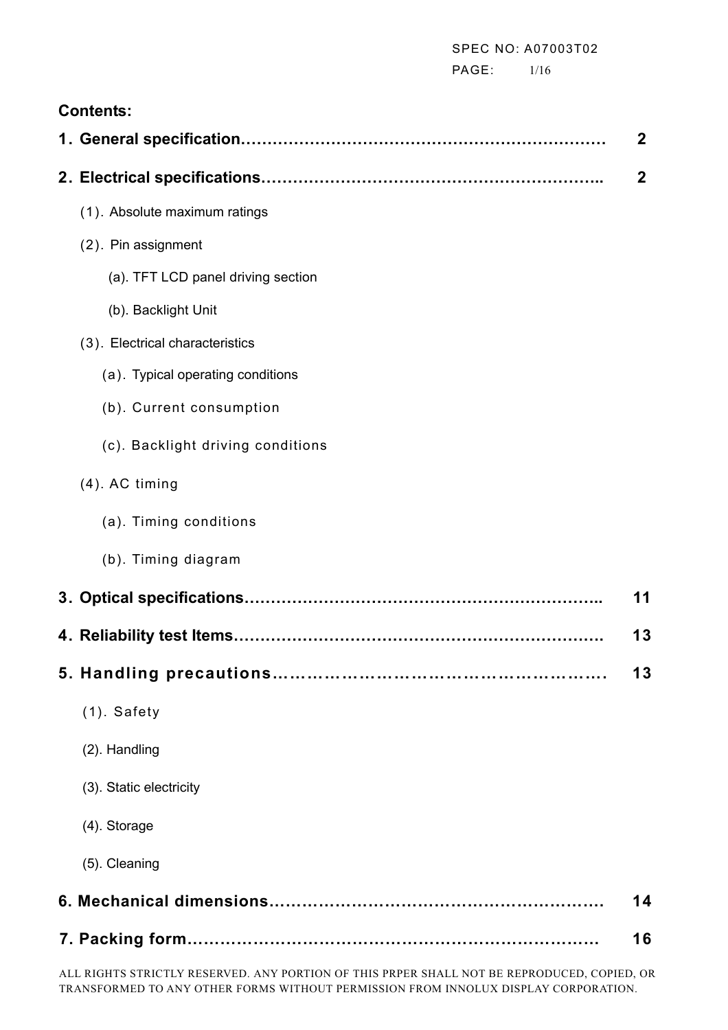## Contents:

**1. General specification…………………………………………………………… 2**

**2. Electrical specifications……………………………………………………….. 2**

(1). Absolute maximum ratings

(2). Pin assignment

(a). TFT LCD panel driving section

(b). Backlight Unit

(3). Electrical characteristics

(a). Typical operating conditions

(b). Current consumption

(c). Backlight driving conditions

(4). AC timing

(a). Timing conditions

(b). Timing diagram

**3. Optical specifications……………………………………………………….. 11**

**4. Reliability test Items…………………………………………………………. 13**

**5. Handling precautions…………………………………………………. 13**

(1). Safety

(2). Handling

(3). Static electricity

(4). Storage

(5). Cleaning

**6. Mechanical dimensions…………………………………………………. 14**

**7. Packing form……………………………………………………………… 16**

ALL RIGHTS STRICTLY RESERVED. ANY PORTION OF THIS PRPER SHALL NOT BE REPRODUCED, COPIED, OR TRANSFORMED TO ANY OTHER FORMS WITHOUT PERMISSION FROM INNOLUX DISPLAY CORPORATION.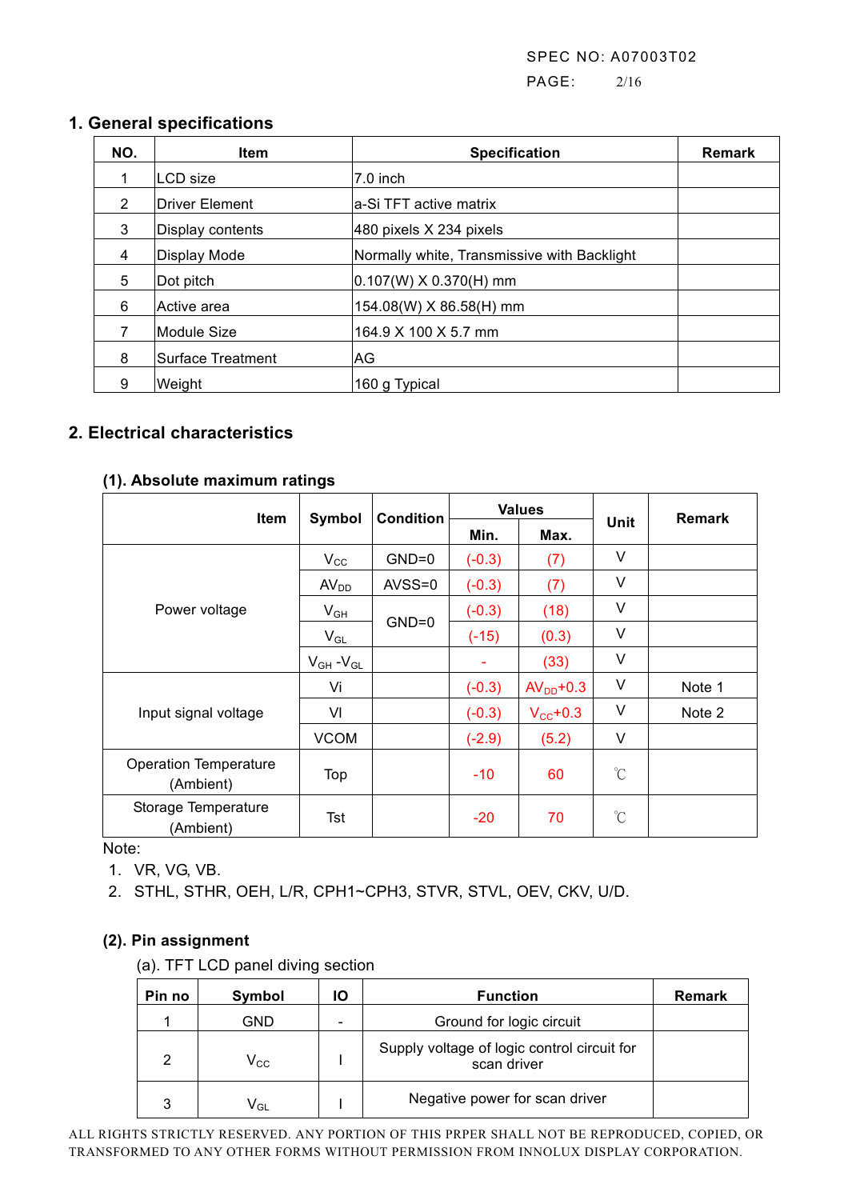## 1. General specifications

| NO. | Item | Specification | Remark |
|---|---|---|---|
| 1 | LCD size | 7.0 inch | |
| 2 | Driver Element | a-Si TFT active matrix | |
| 3 | Display contents | 480 pixels X 234 pixels | |
| 4 | Display Mode | Normally white, Transmissive with Backlight | |
| 5 | Dot pitch | 0.107(W) X 0.370(H) mm | |
| 6 | Active area | 154.08(W) X 86.58(H) mm | |
| 7 | Module Size | 164.9 X 100 X 5.7 mm | |
| 8 | Surface Treatment | AG | |
| 9 | Weight | 160 g Typical | |

## 2. Electrical characteristics

### (1). Absolute maximum ratings

| Item | Symbol | Condition | Values | | Unit | Remark |
|---|---|---|---|---|---|---|
| | | | Min. | Max. | | |
| Power voltage | $V_{CC}$ | GND=0 | (-0.3) | (7) | V | |
| | $AV_{DD}$ | AVSS=0 | (-0.3) | (7) | V | |
| | $V_{GH}$ | GND=0 | (-0.3) | (18) | V | |
| | $V_{GL}$ | | (-15) | (0.3) | V | |
| | $V_{GH}$ -$V_{GL}$ | | - | (33) | V | |
| Input signal voltage | Vi | | (-0.3) | $AV_{DD}$+0.3 | V | Note 1 |
| | VI | | (-0.3) | $V_{CC}$+0.3 | V | Note 2 |
| | VCOM | | (-2.9) | (5.2) | V | |
| Operation Temperature (Ambient) | Top | | -10 | 60 | ℃ | |
| Storage Temperature (Ambient) | Tst | | -20 | 70 | ℃ | |

Note:

1. VR, VG, VB.
2. STHL, STHR, OEH, L/R, CPH1~CPH3, STVR, STVL, OEV, CKV, U/D.

### (2). Pin assignment

(a). TFT LCD panel diving section

| Pin no | Symbol | IO | Function | Remark |
|---|---|---|---|---|
| 1 | GND | - | Ground for logic circuit | |
| 2 | $V_{CC}$ | I | Supply voltage of logic control circuit for scan driver | |
| 3 | $V_{GL}$ | I | Negative power for scan driver | |

ALL RIGHTS STRICTLY RESERVED. ANY PORTION OF THIS PRPER SHALL NOT BE REPRODUCED, COPIED, OR TRANSFORMED TO ANY OTHER FORMS WITHOUT PERMISSION FROM INNOLUX DISPLAY CORPORATION.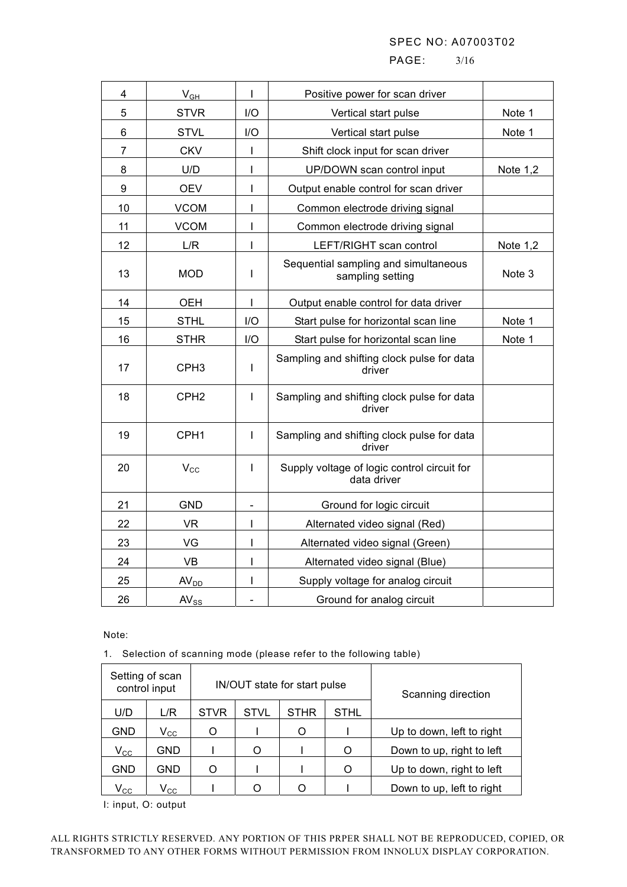| 4 | $V_{GH}$ | I | Positive power for scan driver | |
|---|---|---|---|---|
| 5 | STVR | I/O | Vertical start pulse | Note 1 |
| 6 | STVL | I/O | Vertical start pulse | Note 1 |
| 7 | CKV | I | Shift clock input for scan driver | |
| 8 | U/D | I | UP/DOWN scan control input | Note 1,2 |
| 9 | OEV | I | Output enable control for scan driver | |
| 10 | VCOM | I | Common electrode driving signal | |
| 11 | VCOM | I | Common electrode driving signal | |
| 12 | L/R | I | LEFT/RIGHT scan control | Note 1,2 |
| 13 | MOD | I | Sequential sampling and simultaneous sampling setting | Note 3 |
| 14 | OEH | I | Output enable control for data driver | |
| 15 | STHL | I/O | Start pulse for horizontal scan line | Note 1 |
| 16 | STHR | I/O | Start pulse for horizontal scan line | Note 1 |
| 17 | CPH3 | I | Sampling and shifting clock pulse for data driver | |
| 18 | CPH2 | I | Sampling and shifting clock pulse for data driver | |
| 19 | CPH1 | I | Sampling and shifting clock pulse for data driver | |
| 20 | $V_{CC}$ | I | Supply voltage of logic control circuit for data driver | |
| 21 | GND | - | Ground for logic circuit | |
| 22 | VR | I | Alternated video signal (Red) | |
| 23 | VG | I | Alternated video signal (Green) | |
| 24 | VB | I | Alternated video signal (Blue) | |
| 25 | $AV_{DD}$ | I | Supply voltage for analog circuit | |
| 26 | $AV_{SS}$ | - | Ground for analog circuit | |

Note:

1. Selection of scanning mode (please refer to the following table)

| Setting of scan control input | | IN/OUT state for start pulse | | | | Scanning direction |
|---|---|---|---|---|---|---|
| U/D | L/R | STVR | STVL | STHR | STHL | |
| GND | $V_{CC}$ | O | I | O | I | Up to down, left to right |
| $V_{CC}$ | GND | I | O | I | O | Down to up, right to left |
| GND | GND | O | I | I | O | Up to down, right to left |
| $V_{CC}$ | $V_{CC}$ | I | O | O | I | Down to up, left to right |

I: input, O: output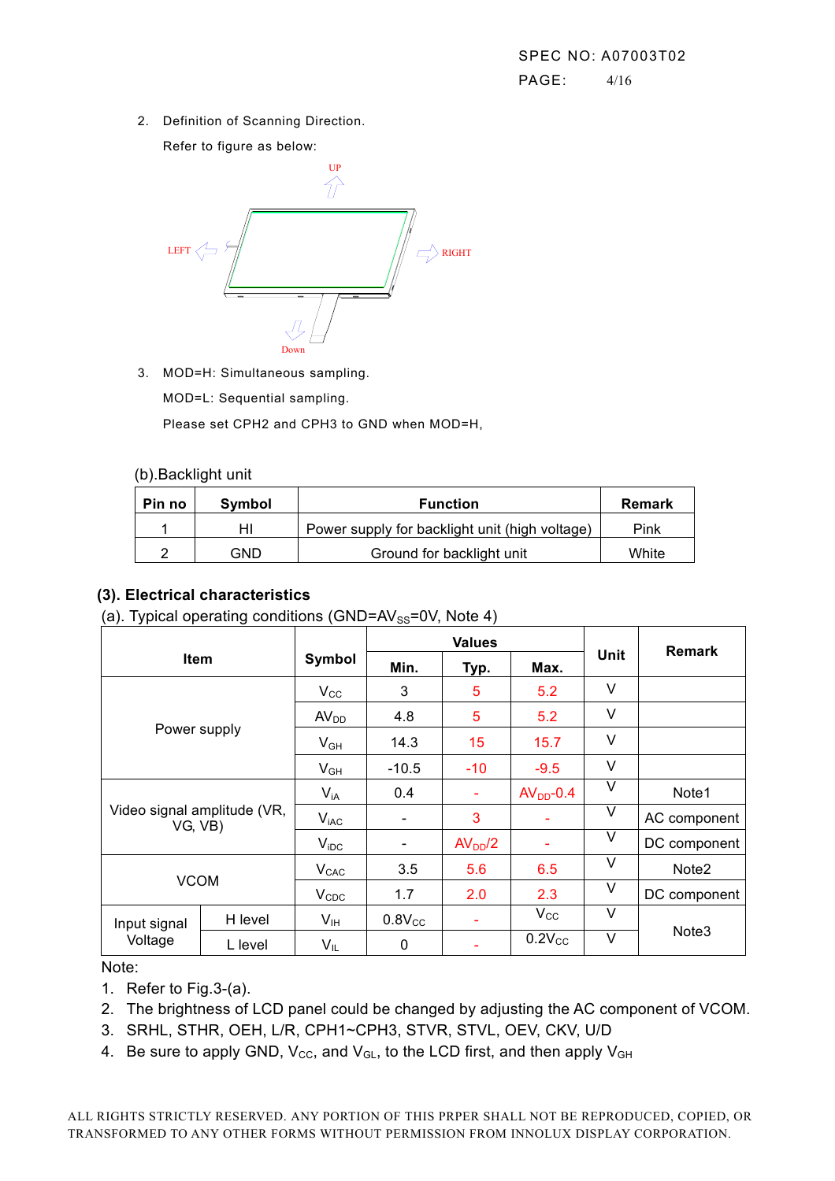2. Definition of Scanning Direction.

   Refer to figure as below:

   UP

   LEFT RIGHT

   Down

3. MOD=H: Simultaneous sampling.

   MOD=L: Sequential sampling.

   Please set CPH2 and CPH3 to GND when MOD=H,

(b).Backlight unit

| Pin no | Symbol | Function | Remark |
|---|---|---|---|
| 1 | HI | Power supply for backlight unit (high voltage) | Pink |
| 2 | GND | Ground for backlight unit | White |

### (3). Electrical characteristics

(a). Typical operating conditions (GND=$AV_{SS}$=0V, Note 4)

| Item | | Symbol | Values | | | Unit | Remark |
|---|---|---|---|---|---|---|---|
| | | | Min. | Typ. | Max. | | |
| Power supply | | $V_{CC}$ | 3 | 5 | 5.2 | V | |
| | | $AV_{DD}$ | 4.8 | 5 | 5.2 | V | |
| | | $V_{GH}$ | 14.3 | 15 | 15.7 | V | |
| | | $V_{GH}$ | -10.5 | -10 | -9.5 | V | |
| Video signal amplitude (VR, VG, VB) | | $V_{iA}$ | 0.4 | - | $AV_{DD}$-0.4 | V | Note1 |
| | | $V_{iAC}$ | - | 3 | - | V | AC component |
| | | $V_{iDC}$ | - | $AV_{DD}/2$ | - | V | DC component |
| VCOM | | $V_{CAC}$ | 3.5 | 5.6 | 6.5 | V | Note2 |
| | | $V_{CDC}$ | 1.7 | 2.0 | 2.3 | V | DC component |
| Input signal Voltage | H level | $V_{IH}$ | $0.8V_{CC}$ | - | $V_{CC}$ | V | Note3 |
| | L level | $V_{IL}$ | 0 | - | $0.2V_{CC}$ | V | |

Note:

1. Refer to Fig.3-(a).
2. The brightness of LCD panel could be changed by adjusting the AC component of VCOM.
3. SRHL, STHR, OEH, L/R, CPH1~CPH3, STVR, STVL, OEV, CKV, U/D
4. Be sure to apply GND, $V_{CC}$, and $V_{GL}$, to the LCD first, and then apply $V_{GH}$

ALL RIGHTS STRICTLY RESERVED. ANY PORTION OF THIS PRPER SHALL NOT BE REPRODUCED, COPIED, OR TRANSFORMED TO ANY OTHER FORMS WITHOUT PERMISSION FROM INNOLUX DISPLAY CORPORATION.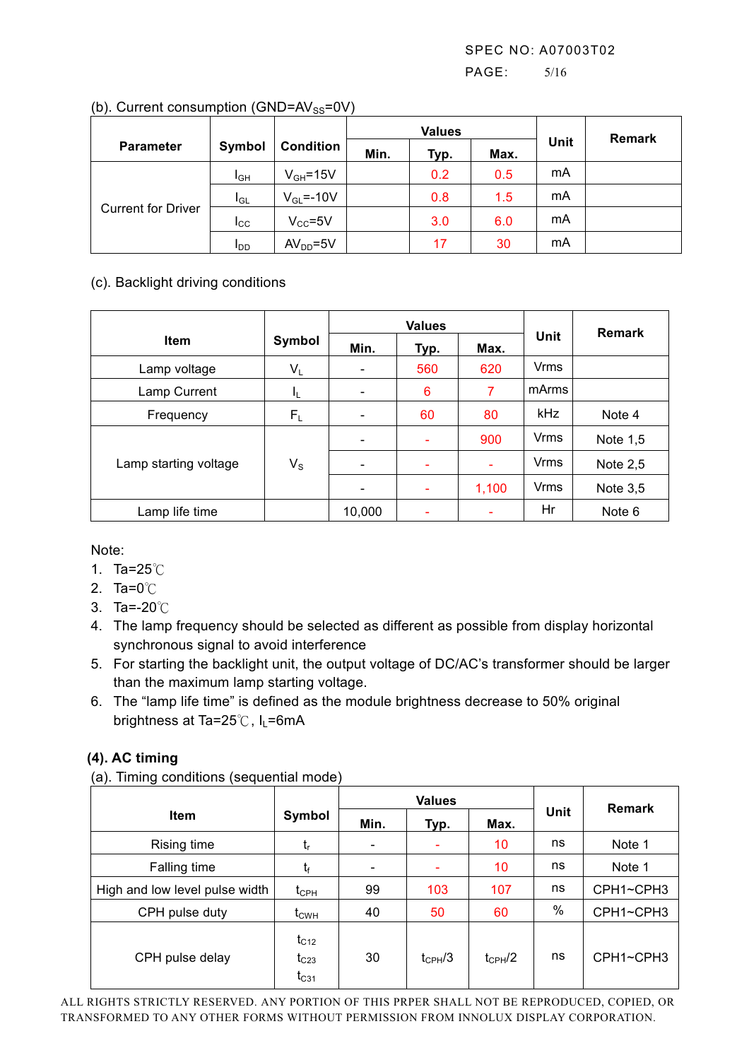(b). Current consumption (GND=$AV_{SS}$=0V)

| Parameter | Symbol | Condition | Values | | | Unit | Remark |
|---|---|---|---|---|---|---|---|
| | | | Min. | Typ. | Max. | | |
| Current for Driver | $I_{GH}$ | $V_{GH}$=15V | | 0.2 | 0.5 | mA | |
| | $I_{GL}$ | $V_{GL}$=-10V | | 0.8 | 1.5 | mA | |
| | $I_{CC}$ | $V_{CC}$=5V | | 3.0 | 6.0 | mA | |
| | $I_{DD}$ | $AV_{DD}$=5V | | 17 | 30 | mA | |

(c). Backlight driving conditions

| Item | Symbol | Values | | | Unit | Remark |
|---|---|---|---|---|---|---|
| | | Min. | Typ. | Max. | | |
| Lamp voltage | $V_L$ | - | 560 | 620 | Vrms | |
| Lamp Current | $I_L$ | - | 6 | 7 | mArms | |
| Frequency | $F_L$ | - | 60 | 80 | kHz | Note 4 |
| Lamp starting voltage | $V_S$ | - | - | 900 | Vrms | Note 1,5 |
| | | - | - | - | Vrms | Note 2,5 |
| | | - | - | 1,100 | Vrms | Note 3,5 |
| Lamp life time | | 10,000 | - | - | Hr | Note 6 |

Note:

1. Ta=25℃
2. Ta=0℃
3. Ta=-20℃
4. The lamp frequency should be selected as different as possible from display horizontal synchronous signal to avoid interference
5. For starting the backlight unit, the output voltage of DC/AC's transformer should be larger than the maximum lamp starting voltage.
6. The "lamp life time" is defined as the module brightness decrease to 50% original brightness at Ta=25℃, $I_L$=6mA

## (4). AC timing

(a). Timing conditions (sequential mode)

| Item | Symbol | Values | | | Unit | Remark |
|---|---|---|---|---|---|---|
| | | Min. | Typ. | Max. | | |
| Rising time | $t_r$ | - | - | 10 | ns | Note 1 |
| Falling time | $t_f$ | - | - | 10 | ns | Note 1 |
| High and low level pulse width | $t_{CPH}$ | 99 | 103 | 107 | ns | CPH1~CPH3 |
| CPH pulse duty | $t_{CWH}$ | 40 | 50 | 60 | % | CPH1~CPH3 |
| CPH pulse delay | $t_{C12}$ $t_{C23}$ $t_{C31}$ | 30 | $t_{CPH}/3$ | $t_{CPH}/2$ | ns | CPH1~CPH3 |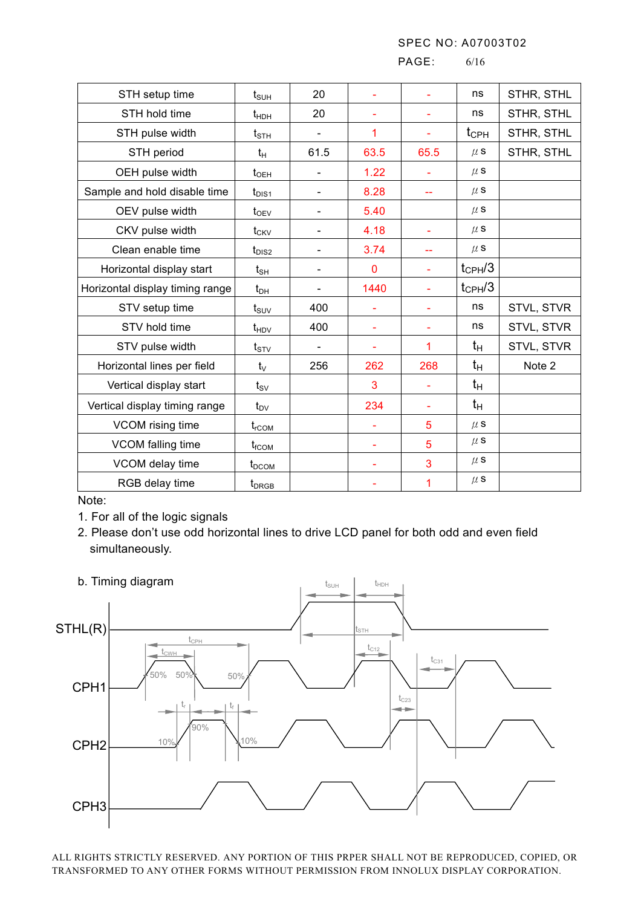| STH setup time | $t_{SUH}$ | 20 | - | - | ns | STHR, STHL |
|---|---|---|---|---|---|---|
| STH hold time | $t_{HDH}$ | 20 | - | - | ns | STHR, STHL |
| STH pulse width | $t_{STH}$ | - | 1 | - | $t_{CPH}$ | STHR, STHL |
| STH period | $t_H$ | 61.5 | 63.5 | 65.5 | $\mu$s | STHR, STHL |
| OEH pulse width | $t_{OEH}$ | - | 1.22 | - | $\mu$s | |
| Sample and hold disable time | $t_{DIS1}$ | - | 8.28 | -- | $\mu$s | |
| OEV pulse width | $t_{OEV}$ | - | 5.40 | | $\mu$s | |
| CKV pulse width | $t_{CKV}$ | - | 4.18 | - | $\mu$s | |
| Clean enable time | $t_{DIS2}$ | - | 3.74 | -- | $\mu$s | |
| Horizontal display start | $t_{SH}$ | - | 0 | - | $t_{CPH}/3$ | |
| Horizontal display timing range | $t_{DH}$ | - | 1440 | - | $t_{CPH}/3$ | |
| STV setup time | $t_{SUV}$ | 400 | - | - | ns | STVL, STVR |
| STV hold time | $t_{HDV}$ | 400 | - | - | ns | STVL, STVR |
| STV pulse width | $t_{STV}$ | - | - | 1 | $t_H$ | STVL, STVR |
| Horizontal lines per field | $t_V$ | 256 | 262 | 268 | $t_H$ | Note 2 |
| Vertical display start | $t_{SV}$ | | 3 | - | $t_H$ | |
| Vertical display timing range | $t_{DV}$ | | 234 | - | $t_H$ | |
| VCOM rising time | $t_{rCOM}$ | | - | 5 | $\mu$s | |
| VCOM falling time | $t_{fCOM}$ | | - | 5 | $\mu$s | |
| VCOM delay time | $t_{DCOM}$ | | - | 3 | $\mu$s | |
| RGB delay time | $t_{DRGB}$ | | - | 1 | $\mu$s | |

Note:

1. For all of the logic signals
2. Please don't use odd horizontal lines to drive LCD panel for both odd and even field simultaneously.

b. Timing diagram

STHL(R), CPH1, CPH2, CPH3 — $t_{SUH}$, $t_{HDH}$, $t_{STH}$, $t_{CPH}$, $t_{CWH}$, $t_{C12}$, $t_{C23}$, $t_{C31}$, $t_r$, $t_f$, 50%, 90%, 10%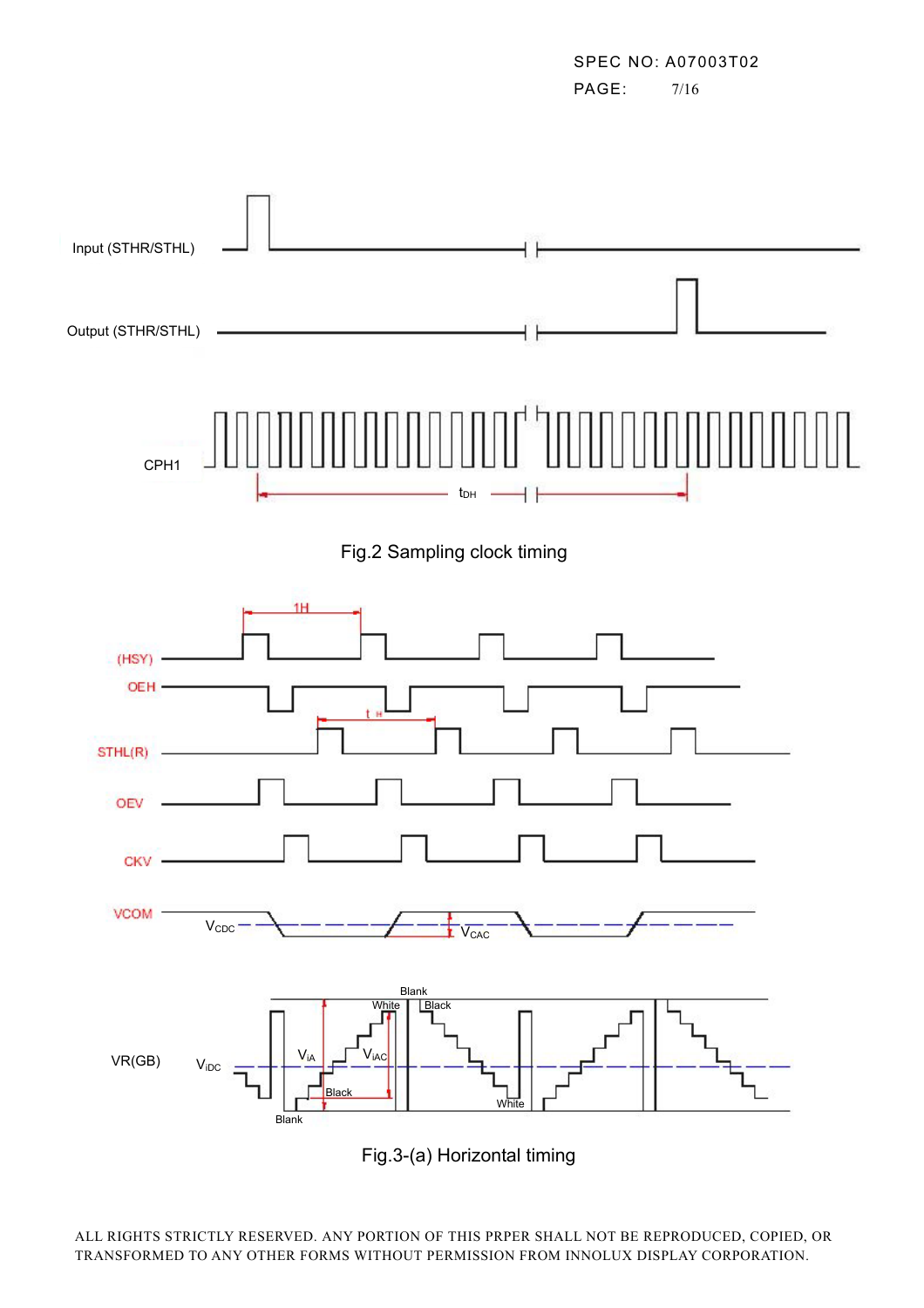Fig.2 Sampling clock timing

Fig.3-(a) Horizontal timing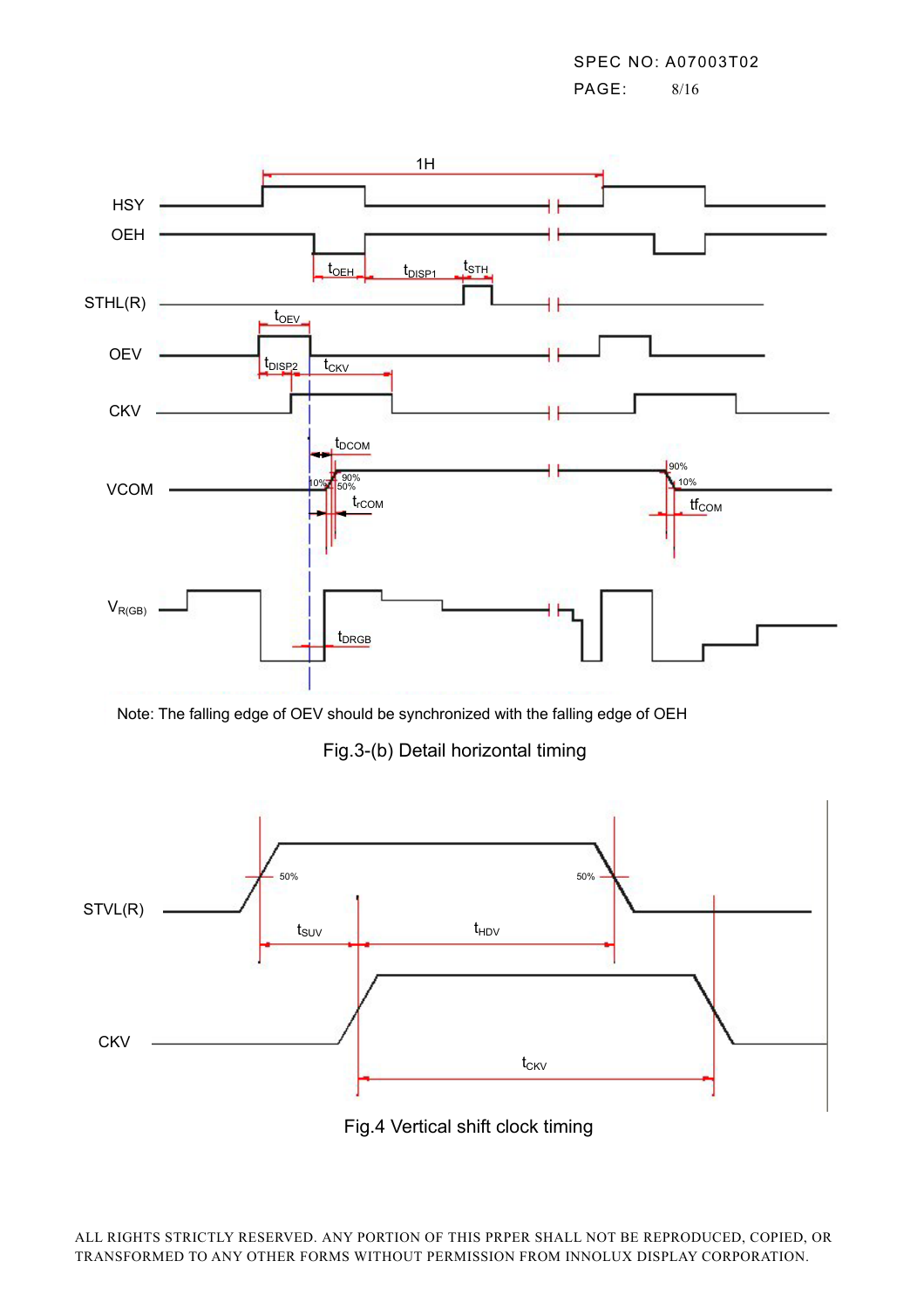Note: The falling edge of OEV should be synchronized with the falling edge of OEH

Fig.3-(b) Detail horizontal timing

Fig.4 Vertical shift clock timing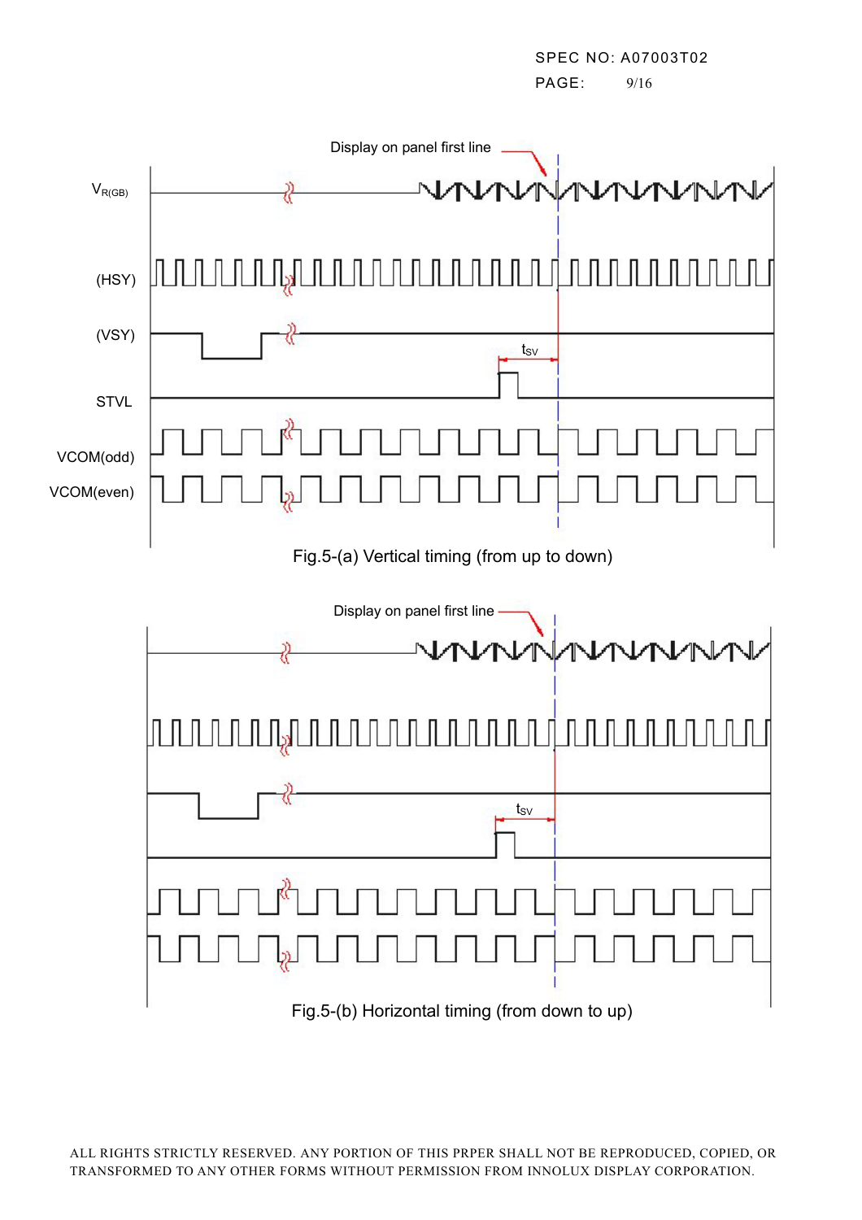Display on panel first line

$V_{R(GB)}$

(HSY)

(VSY)

$t_{SV}$

STVL

VCOM(odd)

VCOM(even)

Fig.5-(a) Vertical timing (from up to down)

Display on panel first line

$t_{SV}$

Fig.5-(b) Horizontal timing (from down to up)

ALL RIGHTS STRICTLY RESERVED. ANY PORTION OF THIS PRPER SHALL NOT BE REPRODUCED, COPIED, OR TRANSFORMED TO ANY OTHER FORMS WITHOUT PERMISSION FROM INNOLUX DISPLAY CORPORATION.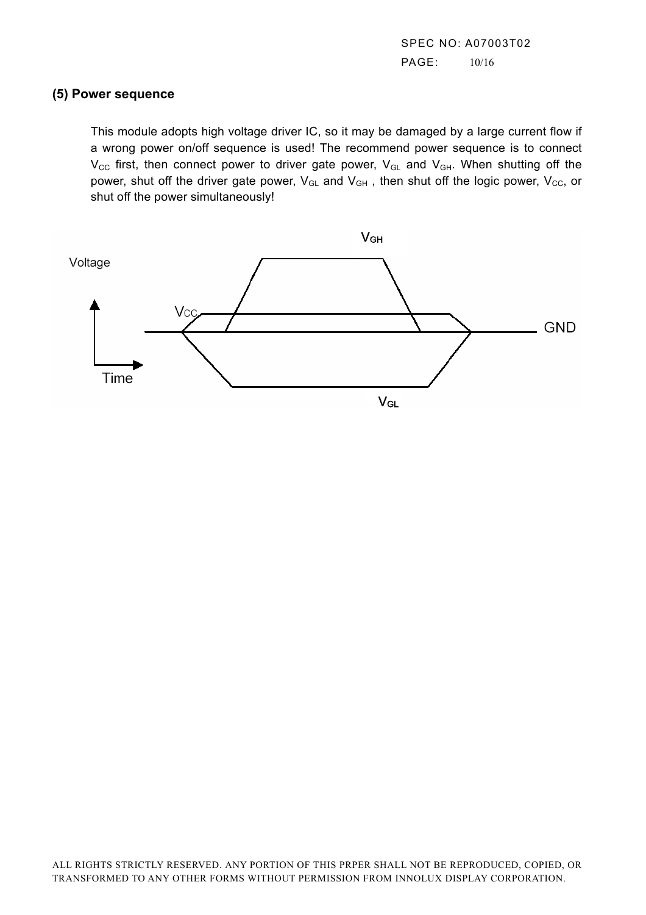## (5) Power sequence

This module adopts high voltage driver IC, so it may be damaged by a large current flow if a wrong power on/off sequence is used! The recommend power sequence is to connect $V_{CC}$ first, then connect power to driver gate power, $V_{GL}$ and $V_{GH}$. When shutting off the power, shut off the driver gate power, $V_{GL}$ and $V_{GH}$ , then shut off the logic power, $V_{CC}$, or shut off the power simultaneously!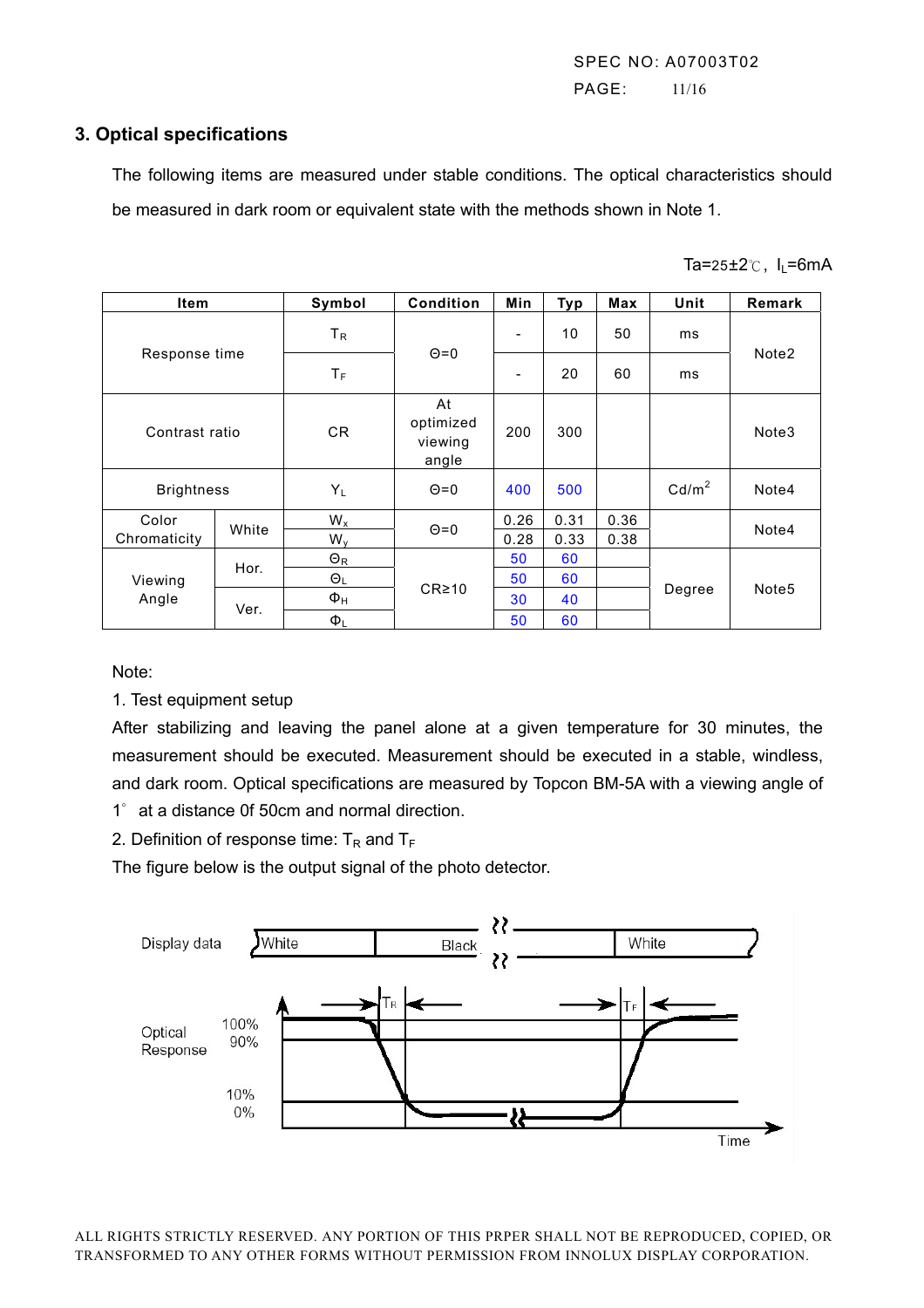## 3. Optical specifications

The following items are measured under stable conditions. The optical characteristics should be measured in dark room or equivalent state with the methods shown in Note 1.

Ta=25±2℃, $I_L$=6mA

| Item | | Symbol | Condition | Min | Typ | Max | Unit | Remark |
|---|---|---|---|---|---|---|---|---|
| Response time | | $T_R$ | Θ=0 | - | 10 | 50 | ms | Note2 |
| | | $T_F$ | | - | 20 | 60 | ms | |
| Contrast ratio | | CR | At optimized viewing angle | 200 | 300 | | | Note3 |
| Brightness | | $Y_L$ | Θ=0 | 400 | 500 | | $Cd/m^2$ | Note4 |
| Color Chromaticity | White | $W_x$ | Θ=0 | 0.26 | 0.31 | 0.36 | | Note4 |
| | | $W_y$ | | 0.28 | 0.33 | 0.38 | | |
| Viewing Angle | Hor. | $Θ_R$ | CR≥10 | 50 | 60 | | Degree | Note5 |
| | | $Θ_L$ | | 50 | 60 | | | |
| | Ver. | $Φ_H$ | | 30 | 40 | | | |
| | | $Φ_L$ | | 50 | 60 | | | |

Note:

1. Test equipment setup

After stabilizing and leaving the panel alone at a given temperature for 30 minutes, the measurement should be executed. Measurement should be executed in a stable, windless, and dark room. Optical specifications are measured by Topcon BM-5A with a viewing angle of 1° at a distance 0f 50cm and normal direction.

2. Definition of response time: $T_R$ and $T_F$

The figure below is the output signal of the photo detector.

Display data: White | Black | White

Optical Response: 100%, 90%, 10%, 0%; $T_R$; $T_F$; Time

ALL RIGHTS STRICTLY RESERVED. ANY PORTION OF THIS PRPER SHALL NOT BE REPRODUCED, COPIED, OR TRANSFORMED TO ANY OTHER FORMS WITHOUT PERMISSION FROM INNOLUX DISPLAY CORPORATION.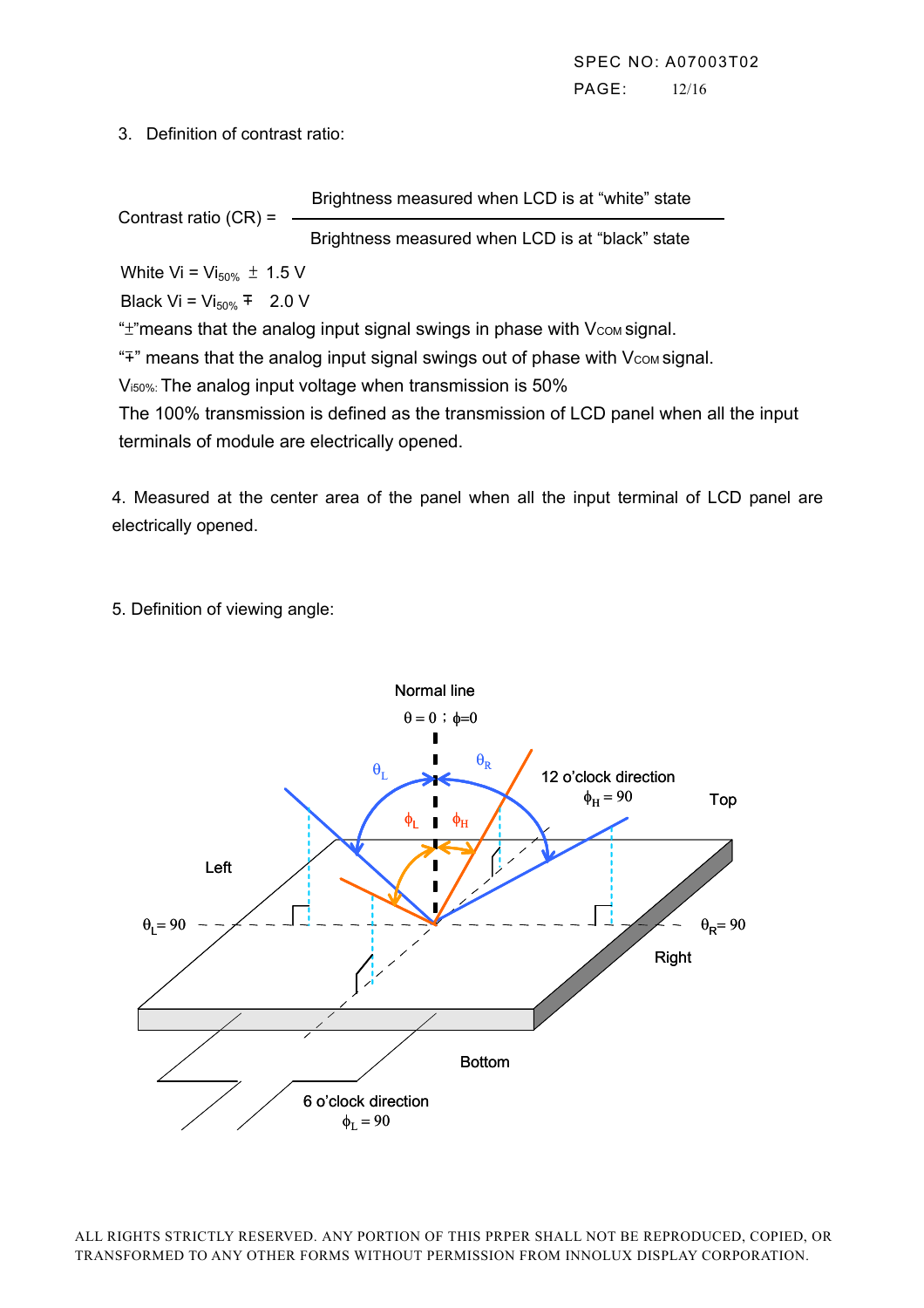3. Definition of contrast ratio:

$$\text{Contrast ratio (CR)} = \frac{\text{Brightness measured when LCD is at "white" state}}{\text{Brightness measured when LCD is at "black" state}}$$

White Vi = $Vi_{50\%} \pm 1.5$ V

Black Vi = $Vi_{50\%} \mp 2.0$ V

"±"means that the analog input signal swings in phase with $V_{COM}$ signal.

"∓" means that the analog input signal swings out of phase with $V_{COM}$ signal.

$V_{i50\%}$: The analog input voltage when transmission is 50%

The 100% transmission is defined as the transmission of LCD panel when all the input terminals of module are electrically opened.

4. Measured at the center area of the panel when all the input terminal of LCD panel are electrically opened.

5. Definition of viewing angle: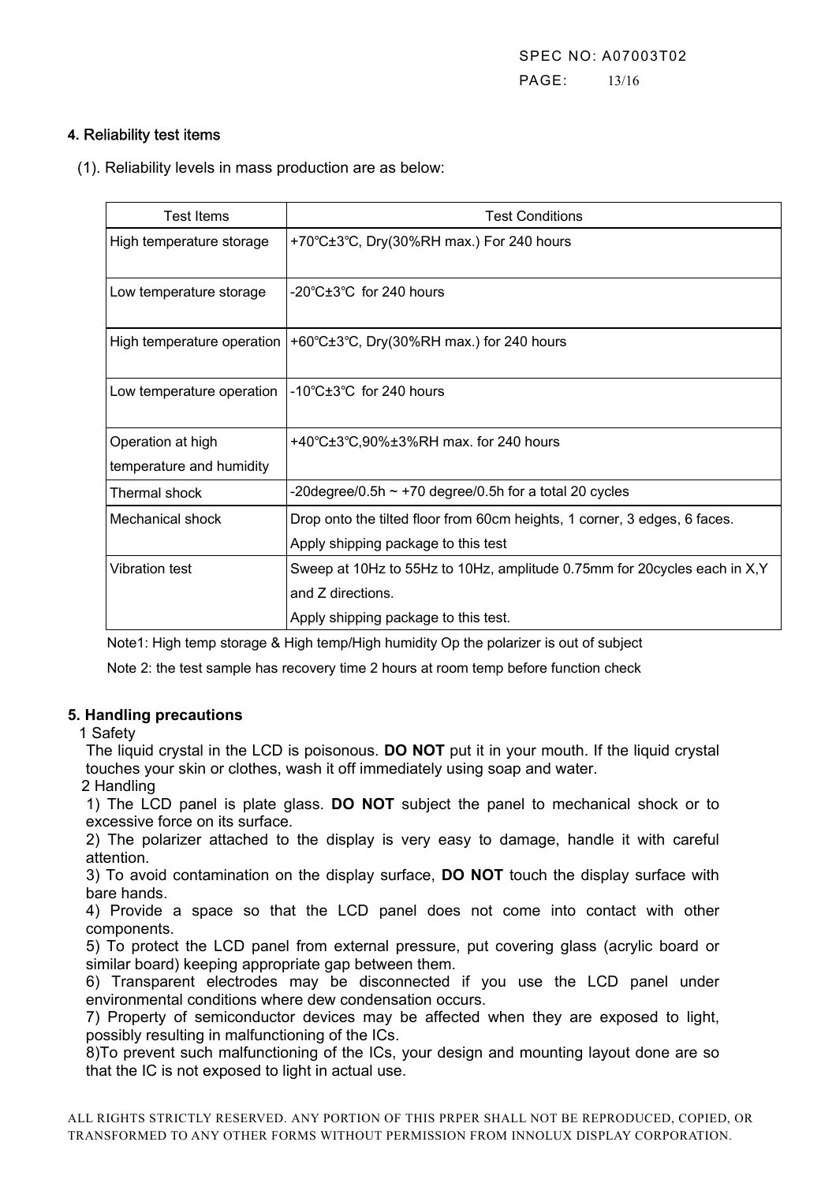#### 4. Reliability test items

(1). Reliability levels in mass production are as below:

| Test Items | Test Conditions |
|---|---|
| High temperature storage | +70℃±3℃, Dry(30%RH max.) For 240 hours |
| Low temperature storage | -20℃±3℃ for 240 hours |
| High temperature operation | +60℃±3℃, Dry(30%RH max.) for 240 hours |
| Low temperature operation | -10℃±3℃ for 240 hours |
| Operation at high temperature and humidity | +40℃±3℃,90%±3%RH max. for 240 hours |
| Thermal shock | -20degree/0.5h ~ +70 degree/0.5h for a total 20 cycles |
| Mechanical shock | Drop onto the tilted floor from 60cm heights, 1 corner, 3 edges, 6 faces. Apply shipping package to this test |
| Vibration test | Sweep at 10Hz to 55Hz to 10Hz, amplitude 0.75mm for 20cycles each in X,Y and Z directions. Apply shipping package to this test. |

Note1: High temp storage & High temp/High humidity Op the polarizer is out of subject

Note 2: the test sample has recovery time 2 hours at room temp before function check

#### 5. Handling precautions

1 Safety

The liquid crystal in the LCD is poisonous. **DO NOT** put it in your mouth. If the liquid crystal touches your skin or clothes, wash it off immediately using soap and water.

2 Handling

1) The LCD panel is plate glass. **DO NOT** subject the panel to mechanical shock or to excessive force on its surface.

2) The polarizer attached to the display is very easy to damage, handle it with careful attention.

3) To avoid contamination on the display surface, **DO NOT** touch the display surface with bare hands.

4) Provide a space so that the LCD panel does not come into contact with other components.

5) To protect the LCD panel from external pressure, put covering glass (acrylic board or similar board) keeping appropriate gap between them.

6) Transparent electrodes may be disconnected if you use the LCD panel under environmental conditions where dew condensation occurs.

7) Property of semiconductor devices may be affected when they are exposed to light, possibly resulting in malfunctioning of the ICs.

8)To prevent such malfunctioning of the ICs, your design and mounting layout done are so that the IC is not exposed to light in actual use.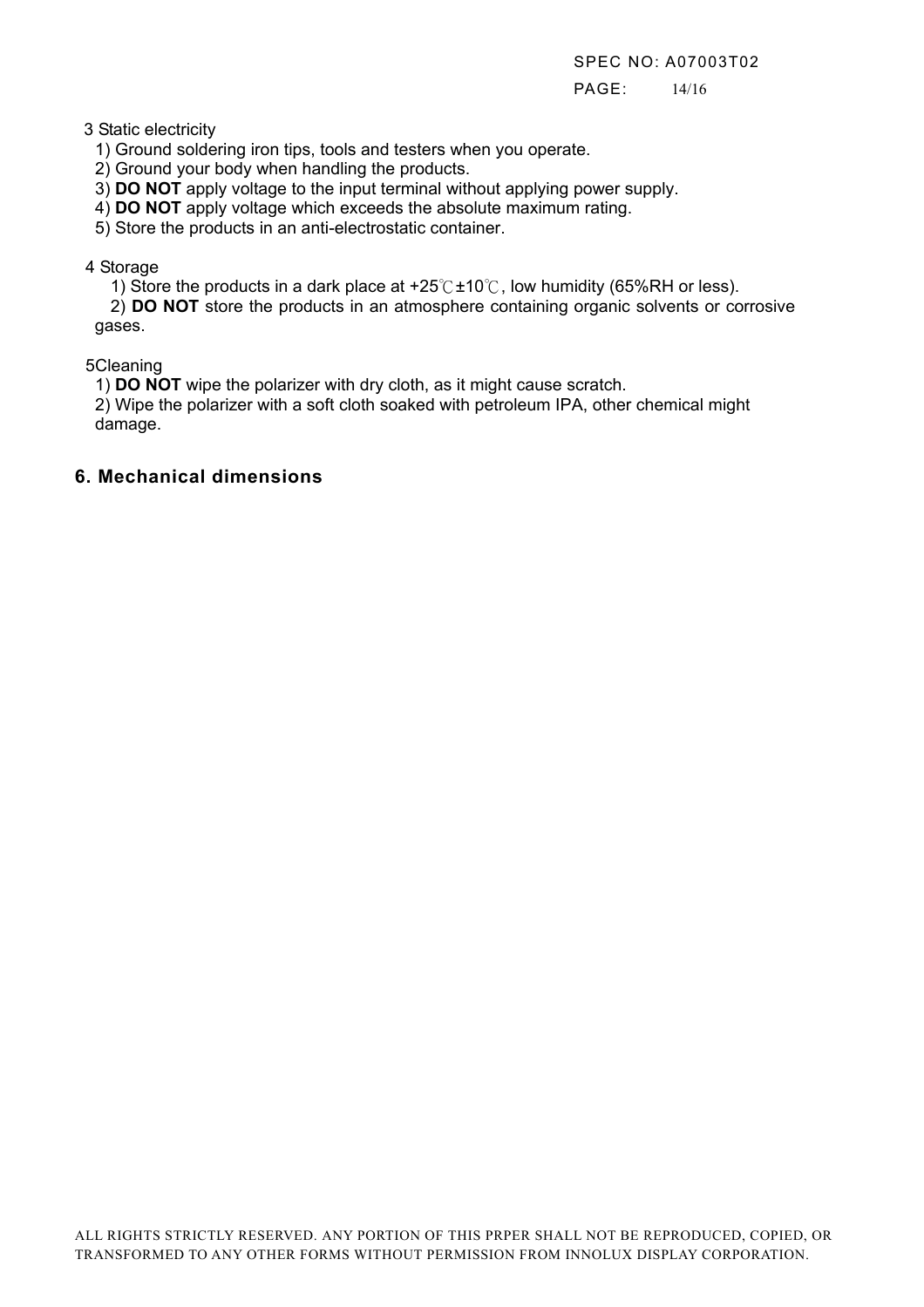3 Static electricity

1) Ground soldering iron tips, tools and testers when you operate.
2) Ground your body when handling the products.
3) **DO NOT** apply voltage to the input terminal without applying power supply.
4) **DO NOT** apply voltage which exceeds the absolute maximum rating.
5) Store the products in an anti-electrostatic container.

4 Storage

1) Store the products in a dark place at +25℃±10℃, low humidity (65%RH or less).
2) **DO NOT** store the products in an atmosphere containing organic solvents or corrosive gases.

5Cleaning

1) **DO NOT** wipe the polarizer with dry cloth, as it might cause scratch.
2) Wipe the polarizer with a soft cloth soaked with petroleum IPA, other chemical might damage.

## 6. Mechanical dimensions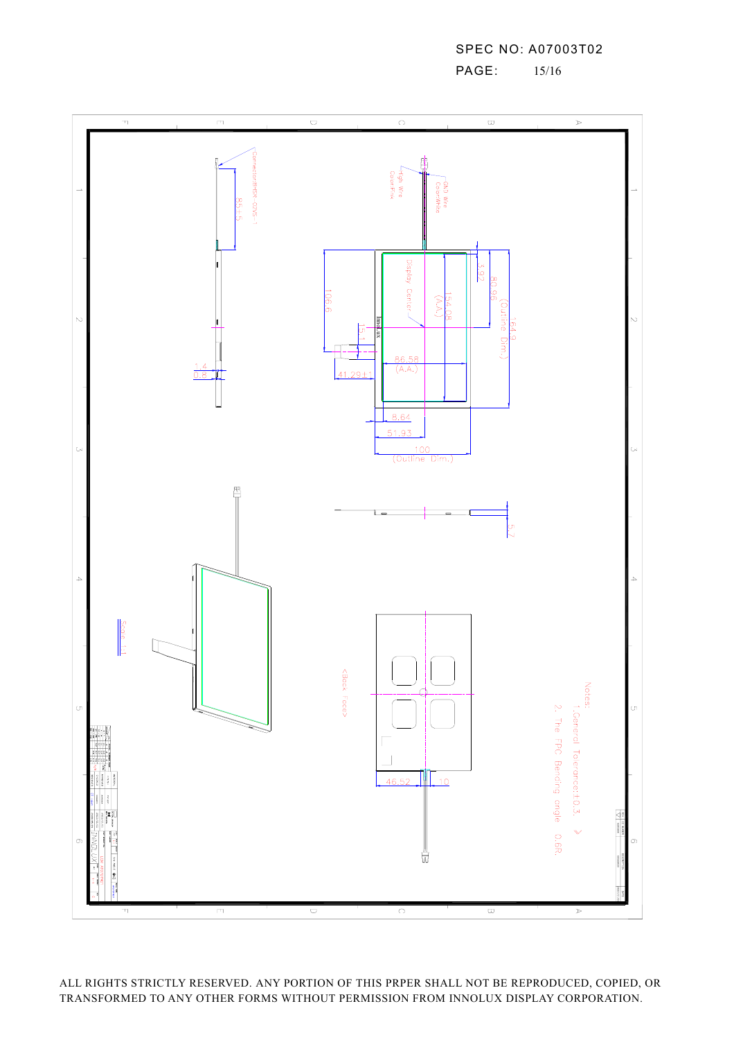SPEC NO: A07003T02

Connector:BHSR-02VS-1

85.5

GND Wire Color:White

High Wire Color:Pink

Display Center

154.08 (A.A.)

80.96

5.92

164.9 (Outline Dim.)

106.6

15.1

86.58 (A.A.)

41.29±1

1.4

0.8

8.64

51.93

100 (Outline Dim.)

5.7

<Back Face>

46.52

10

Notes:

1.General Tolerance:±0.3.

2. The FPC Bending angle 0.6R.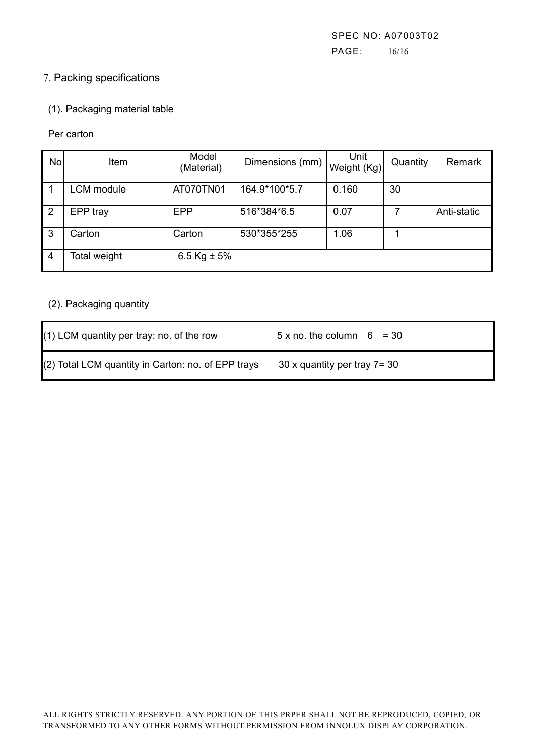## 7. Packing specifications

### (1). Packaging material table

Per carton

| No | Item | Model (Material) | Dimensions (mm) | Unit Weight (Kg) | Quantity | Remark |
|---|---|---|---|---|---|---|
| 1 | LCM module | AT070TN01 | 164.9*100*5.7 | 0.160 | 30 | |
| 2 | EPP tray | EPP | 516*384*6.5 | 0.07 | 7 | Anti-static |
| 3 | Carton | Carton | 530*355*255 | 1.06 | 1 | |
| 4 | Total weight | 6.5 Kg ± 5% | | | | |

### (2). Packaging quantity

| | |
|---|---|
| (1) LCM quantity per tray: no. of the row | 5 x no. the column 6 = 30 |
| (2) Total LCM quantity in Carton: no. of EPP trays | 30 x quantity per tray 7= 30 |

ALL RIGHTS STRICTLY RESERVED. ANY PORTION OF THIS PRPER SHALL NOT BE REPRODUCED, COPIED, OR TRANSFORMED TO ANY OTHER FORMS WITHOUT PERMISSION FROM INNOLUX DISPLAY CORPORATION.